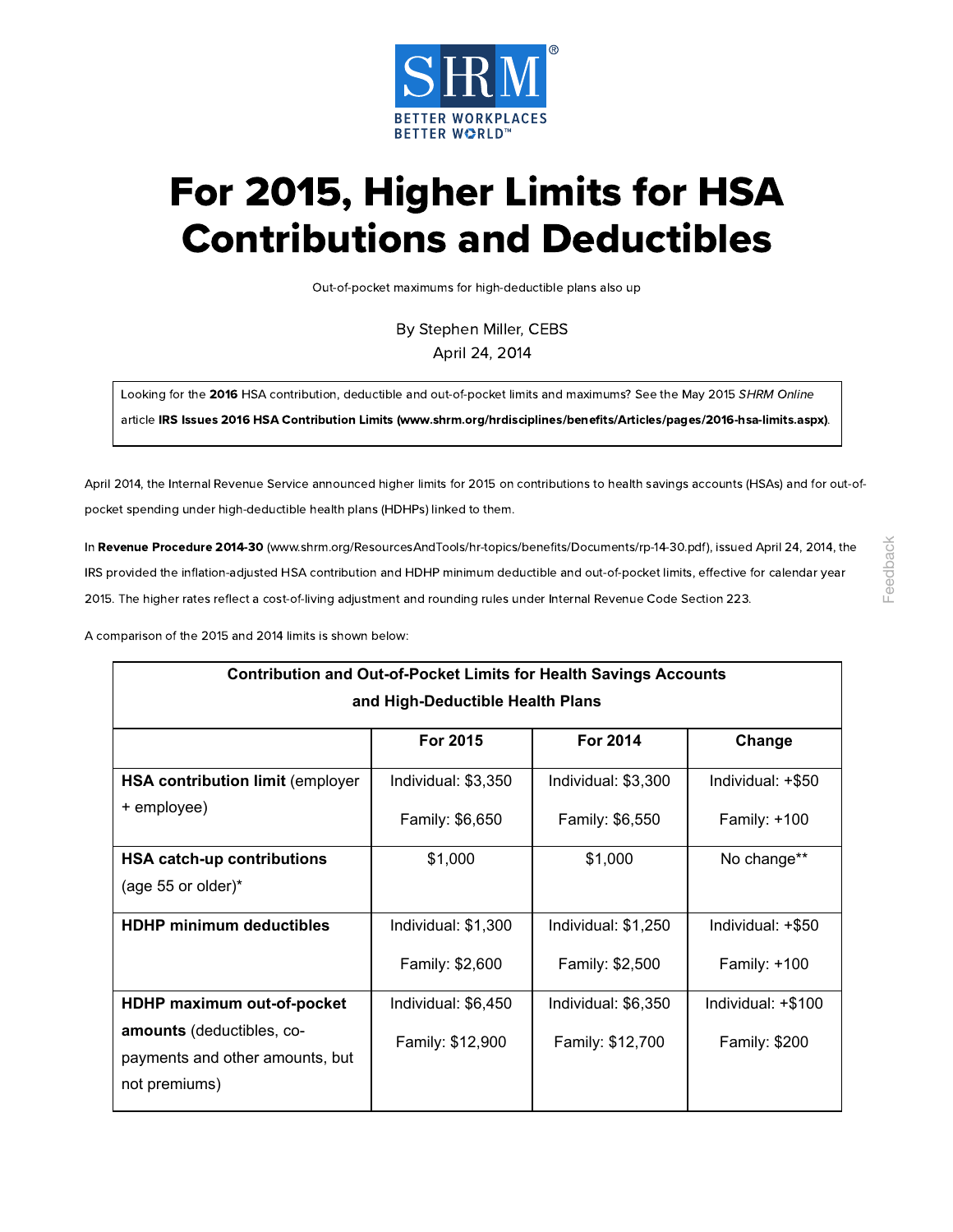# For 2015, Higher Limits for HSA Contributions and Deductibles

Out-of-pocket maximums for high-deductible plans also up

By Stephen Miller, CEBS

April 24, 2014

> Looking for the **2016** HSA contribution, deductible and out-of-pocket limits and maximums? See the May 2015 *SHRM Online* article **IRS Issues 2016 HSA Contribution Limits (www.shrm.org/hrdisciplines/benefits/Articles/pages/2016-hsa-limits.aspx)**.

April 2014, the Internal Revenue Service announced higher limits for 2015 on contributions to health savings accounts (HSAs) and for out-of-pocket spending under high-deductible health plans (HDHPs) linked to them.

In **Revenue Procedure 2014-30** (www.shrm.org/ResourcesAndTools/hr-topics/benefits/Documents/rp-14-30.pdf), issued April 24, 2014, the IRS provided the inflation-adjusted HSA contribution and HDHP minimum deductible and out-of-pocket limits, effective for calendar year 2015. The higher rates reflect a cost-of-living adjustment and rounding rules under Internal Revenue Code Section 223.

A comparison of the 2015 and 2014 limits is shown below:

| Contribution and Out-of-Pocket Limits for Health Savings Accounts and High-Deductible Health Plans | | | |
|---|---|---|---|
| | **For 2015** | **For 2014** | **Change** |
| **HSA contribution limit** (employer + employee) | Individual: $3,350<br>Family: $6,650 | Individual: $3,300<br>Family: $6,550 | Individual: +$50<br>Family: +100 |
| **HSA catch-up contributions** (age 55 or older)* | $1,000 | $1,000 | No change** |
| **HDHP minimum deductibles** | Individual: $1,300<br>Family: $2,600 | Individual: $1,250<br>Family: $2,500 | Individual: +$50<br>Family: +100 |
| **HDHP maximum out-of-pocket amounts** (deductibles, co-payments and other amounts, but not premiums) | Individual: $6,450<br>Family: $12,900 | Individual: $6,350<br>Family: $12,700 | Individual: +$100<br>Family: $200 |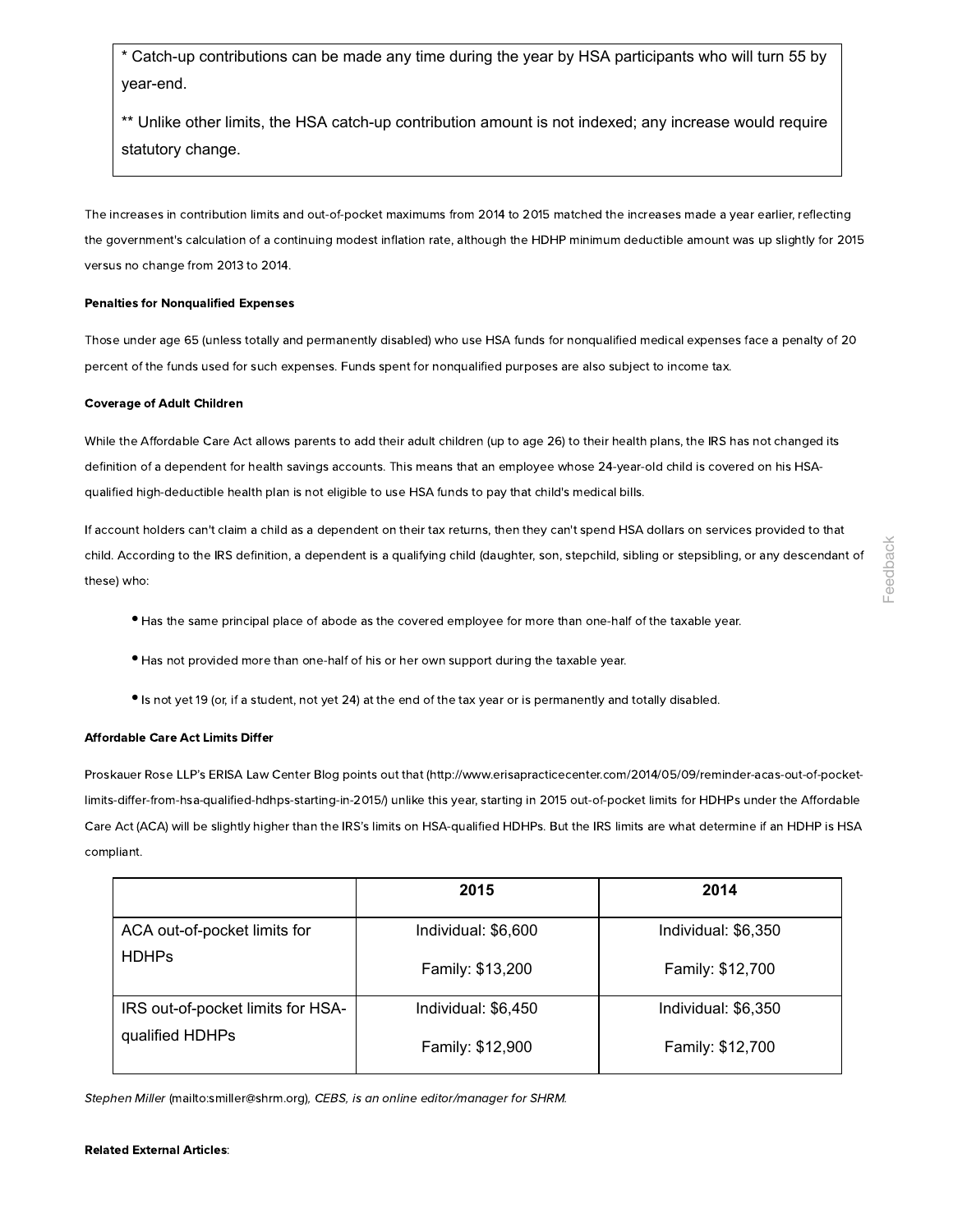\* Catch-up contributions can be made any time during the year by HSA participants who will turn 55 by year-end.

\*\* Unlike other limits, the HSA catch-up contribution amount is not indexed; any increase would require statutory change.

The increases in contribution limits and out-of-pocket maximums from 2014 to 2015 matched the increases made a year earlier, reflecting the government's calculation of a continuing modest inflation rate, although the HDHP minimum deductible amount was up slightly for 2015 versus no change from 2013 to 2014.

**Penalties for Nonqualified Expenses**

Those under age 65 (unless totally and permanently disabled) who use HSA funds for nonqualified medical expenses face a penalty of 20 percent of the funds used for such expenses. Funds spent for nonqualified purposes are also subject to income tax.

**Coverage of Adult Children**

While the Affordable Care Act allows parents to add their adult children (up to age 26) to their health plans, the IRS has not changed its definition of a dependent for health savings accounts. This means that an employee whose 24-year-old child is covered on his HSA-qualified high-deductible health plan is not eligible to use HSA funds to pay that child's medical bills.

If account holders can't claim a child as a dependent on their tax returns, then they can't spend HSA dollars on services provided to that child. According to the IRS definition, a dependent is a qualifying child (daughter, son, stepchild, sibling or stepsibling, or any descendant of these) who:

- Has the same principal place of abode as the covered employee for more than one-half of the taxable year.
- Has not provided more than one-half of his or her own support during the taxable year.
- Is not yet 19 (or, if a student, not yet 24) at the end of the tax year or is permanently and totally disabled.

**Affordable Care Act Limits Differ**

Proskauer Rose LLP's ERISA Law Center Blog points out that (http://www.erisapracticecenter.com/2014/05/09/reminder-acas-out-of-pocket-limits-differ-from-hsa-qualified-hdhps-starting-in-2015/) unlike this year, starting in 2015 out-of-pocket limits for HDHPs under the Affordable Care Act (ACA) will be slightly higher than the IRS's limits on HSA-qualified HDHPs. But the IRS limits are what determine if an HDHP is HSA compliant.

| | 2015 | 2014 |
|---|---|---|
| ACA out-of-pocket limits for HDHPs | Individual: $6,600<br>Family: $13,200 | Individual: $6,350<br>Family: $12,700 |
| IRS out-of-pocket limits for HSA-qualified HDHPs | Individual: $6,450<br>Family: $12,900 | Individual: $6,350<br>Family: $12,700 |

*Stephen Miller* (mailto:smiller@shrm.org)*, CEBS, is an online editor/manager for SHRM.*

**Related External Articles**: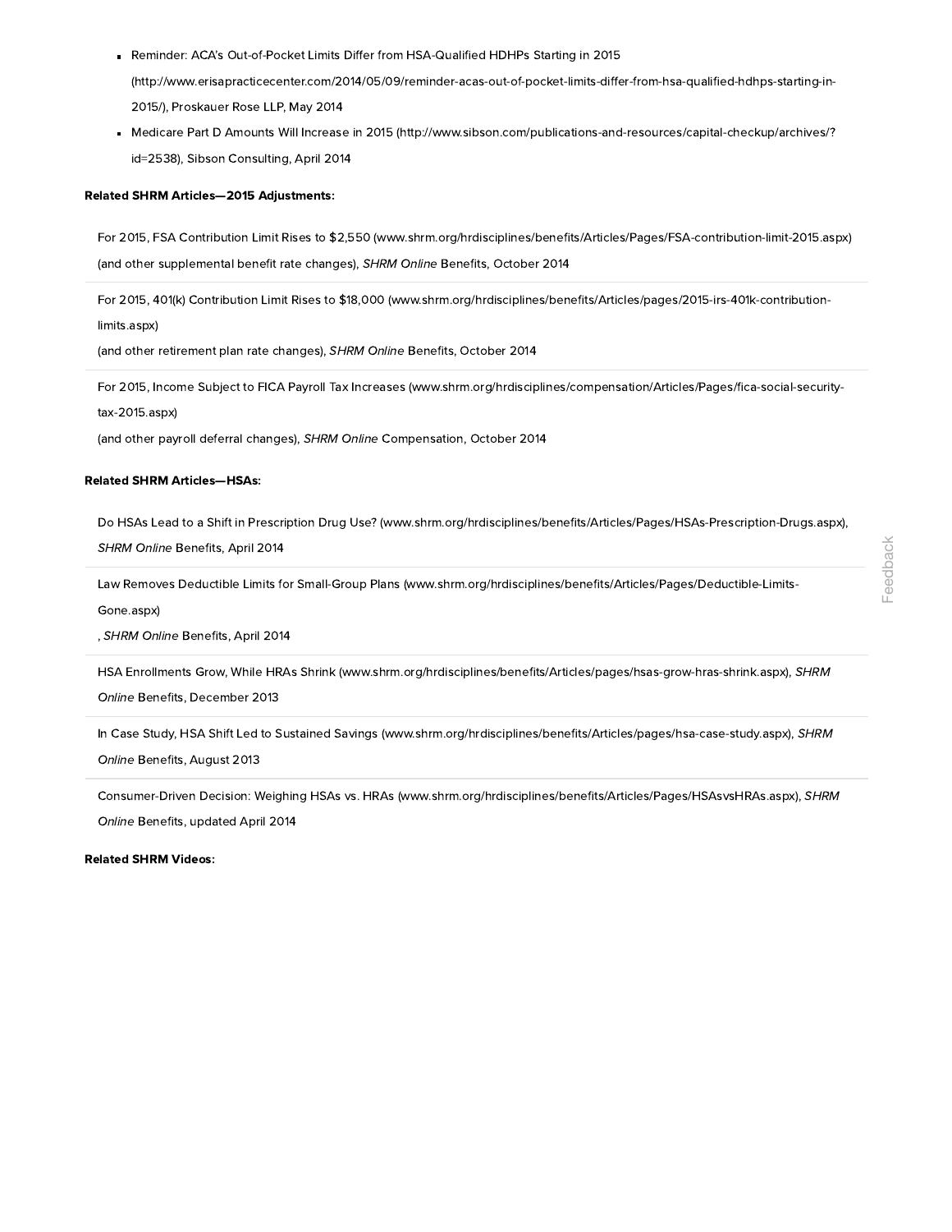- Reminder: ACA's Out-of-Pocket Limits Differ from HSA-Qualified HDHPs Starting in 2015 (http://www.erisapracticecenter.com/2014/05/09/reminder-acas-out-of-pocket-limits-differ-from-hsa-qualified-hdhps-starting-in-2015/), Proskauer Rose LLP, May 2014
- Medicare Part D Amounts Will Increase in 2015 (http://www.sibson.com/publications-and-resources/capital-checkup/archives/?id=2538), Sibson Consulting, April 2014

**Related SHRM Articles—2015 Adjustments:**

For 2015, FSA Contribution Limit Rises to $2,550 (www.shrm.org/hrdisciplines/benefits/Articles/Pages/FSA-contribution-limit-2015.aspx) (and other supplemental benefit rate changes), *SHRM Online* Benefits, October 2014

For 2015, 401(k) Contribution Limit Rises to $18,000 (www.shrm.org/hrdisciplines/benefits/Articles/pages/2015-irs-401k-contribution-limits.aspx)
(and other retirement plan rate changes), *SHRM Online* Benefits, October 2014

For 2015, Income Subject to FICA Payroll Tax Increases (www.shrm.org/hrdisciplines/compensation/Articles/Pages/fica-social-security-tax-2015.aspx)
(and other payroll deferral changes), *SHRM Online* Compensation, October 2014

**Related SHRM Articles—HSAs:**

Do HSAs Lead to a Shift in Prescription Drug Use? (www.shrm.org/hrdisciplines/benefits/Articles/Pages/HSAs-Prescription-Drugs.aspx), *SHRM Online* Benefits, April 2014

Law Removes Deductible Limits for Small-Group Plans (www.shrm.org/hrdisciplines/benefits/Articles/Pages/Deductible-Limits-Gone.aspx)
, *SHRM Online* Benefits, April 2014

HSA Enrollments Grow, While HRAs Shrink (www.shrm.org/hrdisciplines/benefits/Articles/pages/hsas-grow-hras-shrink.aspx), *SHRM Online* Benefits, December 2013

In Case Study, HSA Shift Led to Sustained Savings (www.shrm.org/hrdisciplines/benefits/Articles/pages/hsa-case-study.aspx), *SHRM Online* Benefits, August 2013

Consumer-Driven Decision: Weighing HSAs vs. HRAs (www.shrm.org/hrdisciplines/benefits/Articles/Pages/HSAsvsHRAs.aspx), *SHRM Online* Benefits, updated April 2014

**Related SHRM Videos:**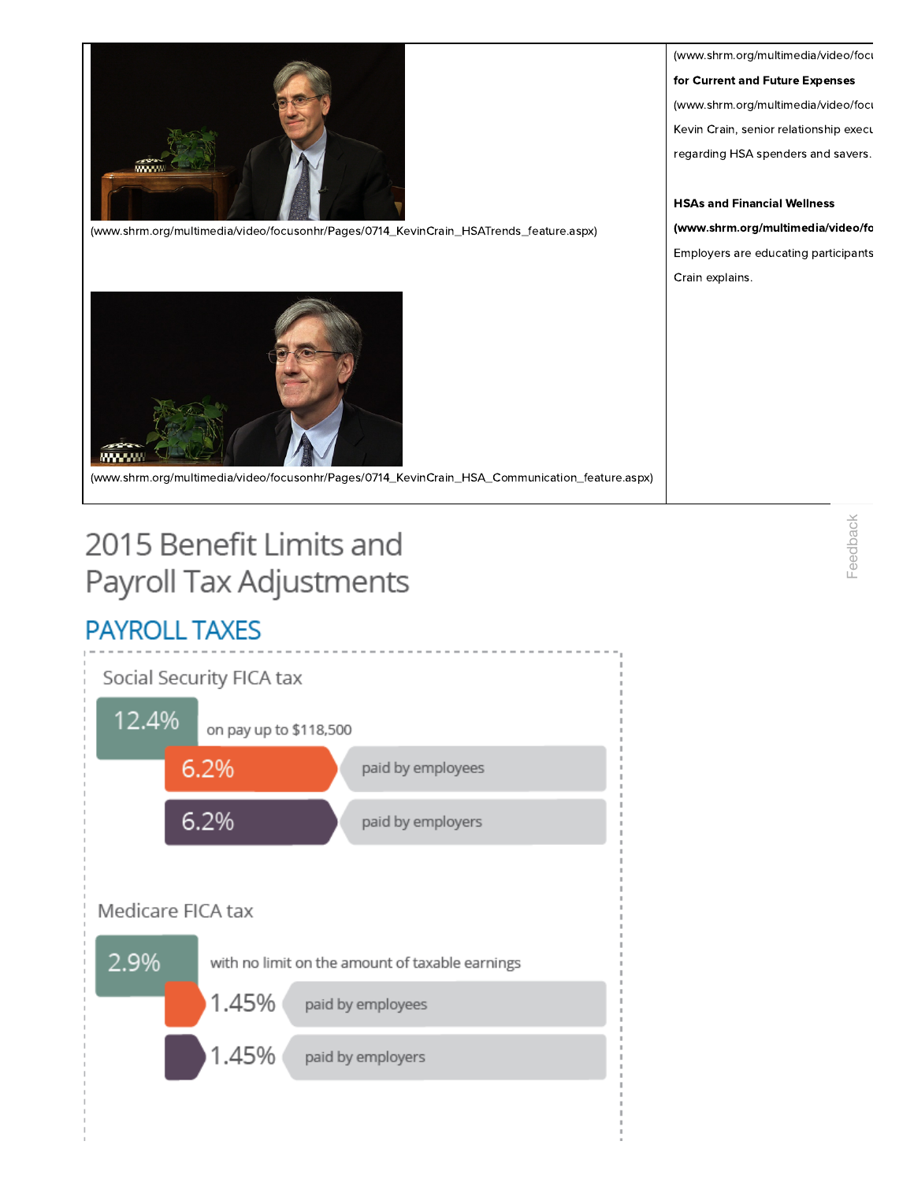(www.shrm.org/multimedia/video/focusonhr/Pages/0714_KevinCrain_HSATrends_feature.aspx)

(www.shrm.org/multimedia/video/focusonhr/Pages/0714_KevinCrain_HSA_Communication_feature.aspx)

(www.shrm.org/multimedia/video/focu

**for Current and Future Expenses**

(www.shrm.org/multimedia/video/focu

Kevin Crain, senior relationship execu

regarding HSA spenders and savers.

**HSAs and Financial Wellness**

**(www.shrm.org/multimedia/video/fo**

Employers are educating participants

Crain explains.

# 2015 Benefit Limits and Payroll Tax Adjustments

## PAYROLL TAXES

### Social Security FICA tax

**12.4%** on pay up to $118,500

- **6.2%** paid by employees
- **6.2%** paid by employers

### Medicare FICA tax

**2.9%** with no limit on the amount of taxable earnings

- **1.45%** paid by employees
- **1.45%** paid by employers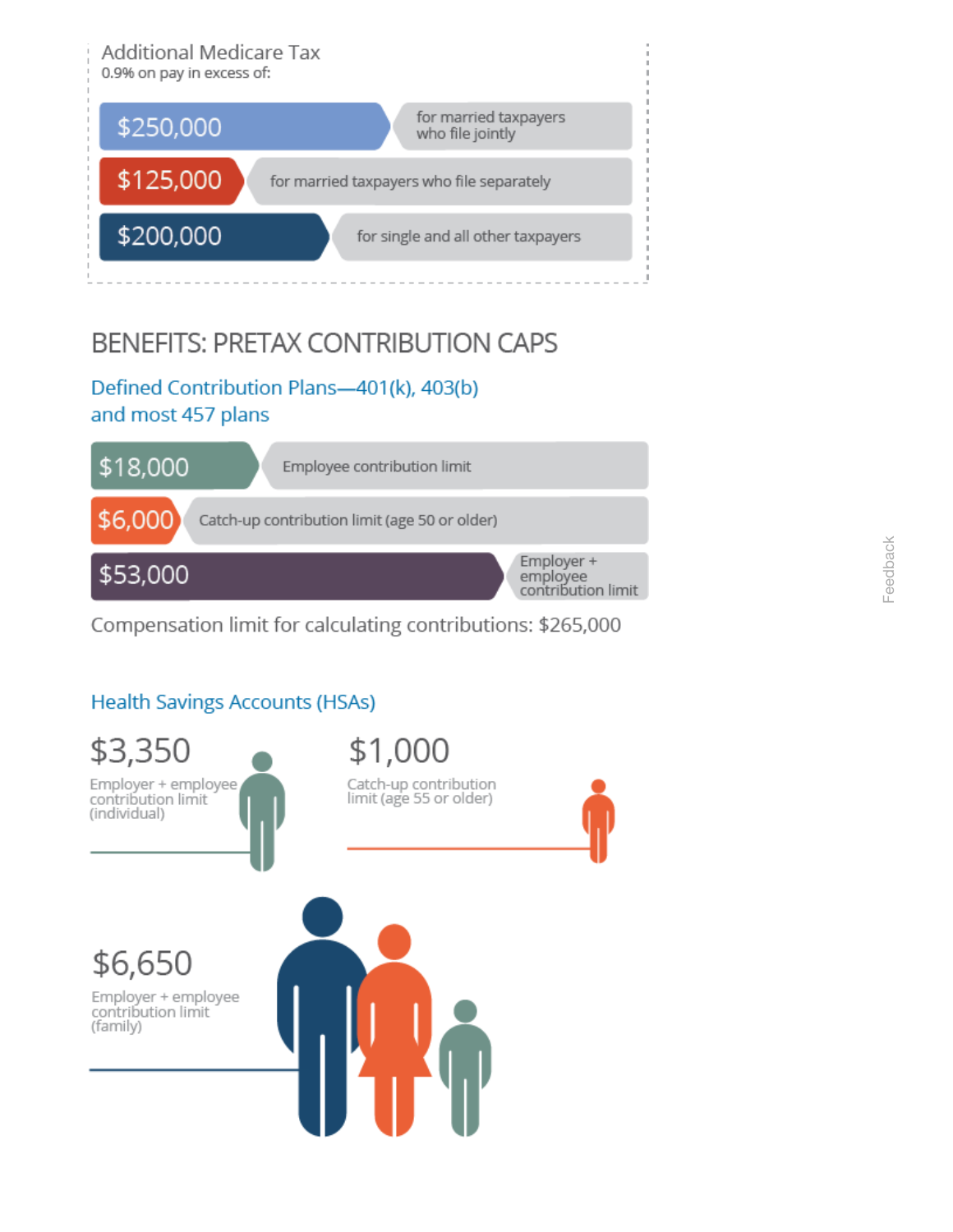### Additional Medicare Tax

0.9% on pay in excess of:

| Amount | Applies to |
| --- | --- |
| $250,000 | for married taxpayers who file jointly |
| $125,000 | for married taxpayers who file separately |
| $200,000 | for single and all other taxpayers |

## BENEFITS: PRETAX CONTRIBUTION CAPS

### Defined Contribution Plans—401(k), 403(b) and most 457 plans

| Amount | Limit |
| --- | --- |
| $18,000 | Employee contribution limit |
| $6,000 | Catch-up contribution limit (age 50 or older) |
| $53,000 | Employer + employee contribution limit |

Compensation limit for calculating contributions: $265,000

### Health Savings Accounts (HSAs)

**$3,350**
Employer + employee contribution limit (individual)

**$1,000**
Catch-up contribution limit (age 55 or older)

**$6,650**
Employer + employee contribution limit (family)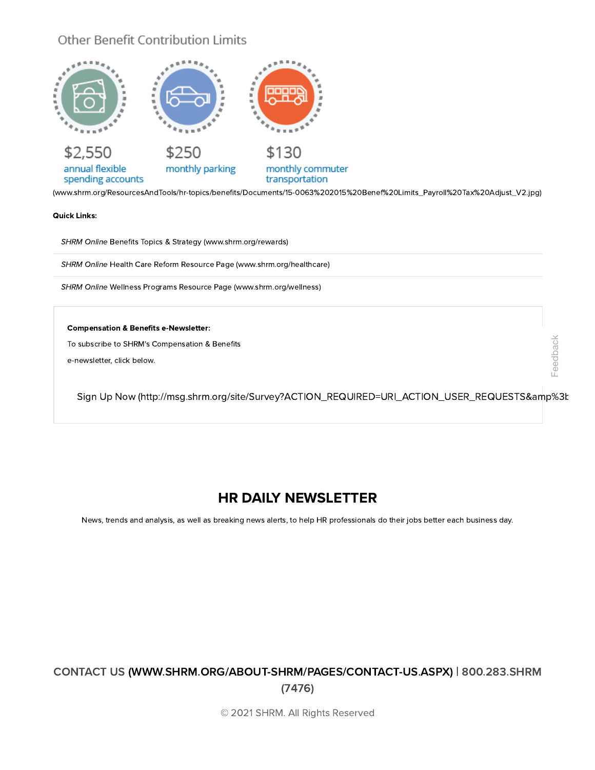Other Benefit Contribution Limits

$2,550 annual flexible spending accounts

$250 monthly parking

$130 monthly commuter transportation

(www.shrm.org/ResourcesAndTools/hr-topics/benefits/Documents/15-0063%202015%20Benef%20Limits_Payroll%20Tax%20Adjust_V2.jpg)

**Quick Links:**

*SHRM Online* Benefits Topics & Strategy (www.shrm.org/rewards)

*SHRM Online* Health Care Reform Resource Page (www.shrm.org/healthcare)

*SHRM Online* Wellness Programs Resource Page (www.shrm.org/wellness)

**Compensation & Benefits e-Newsletter:**

To subscribe to SHRM's Compensation & Benefits e-newsletter, click below.

Sign Up Now (http://msg.shrm.org/site/Survey?ACTION_REQUIRED=URI_ACTION_USER_REQUESTS&amp%3b

## HR DAILY NEWSLETTER

News, trends and analysis, as well as breaking news alerts, to help HR professionals do their jobs better each business day.

CONTACT US (WWW.SHRM.ORG/ABOUT-SHRM/PAGES/CONTACT-US.ASPX) | 800.283.SHRM (7476)

© 2021 SHRM. All Rights Reserved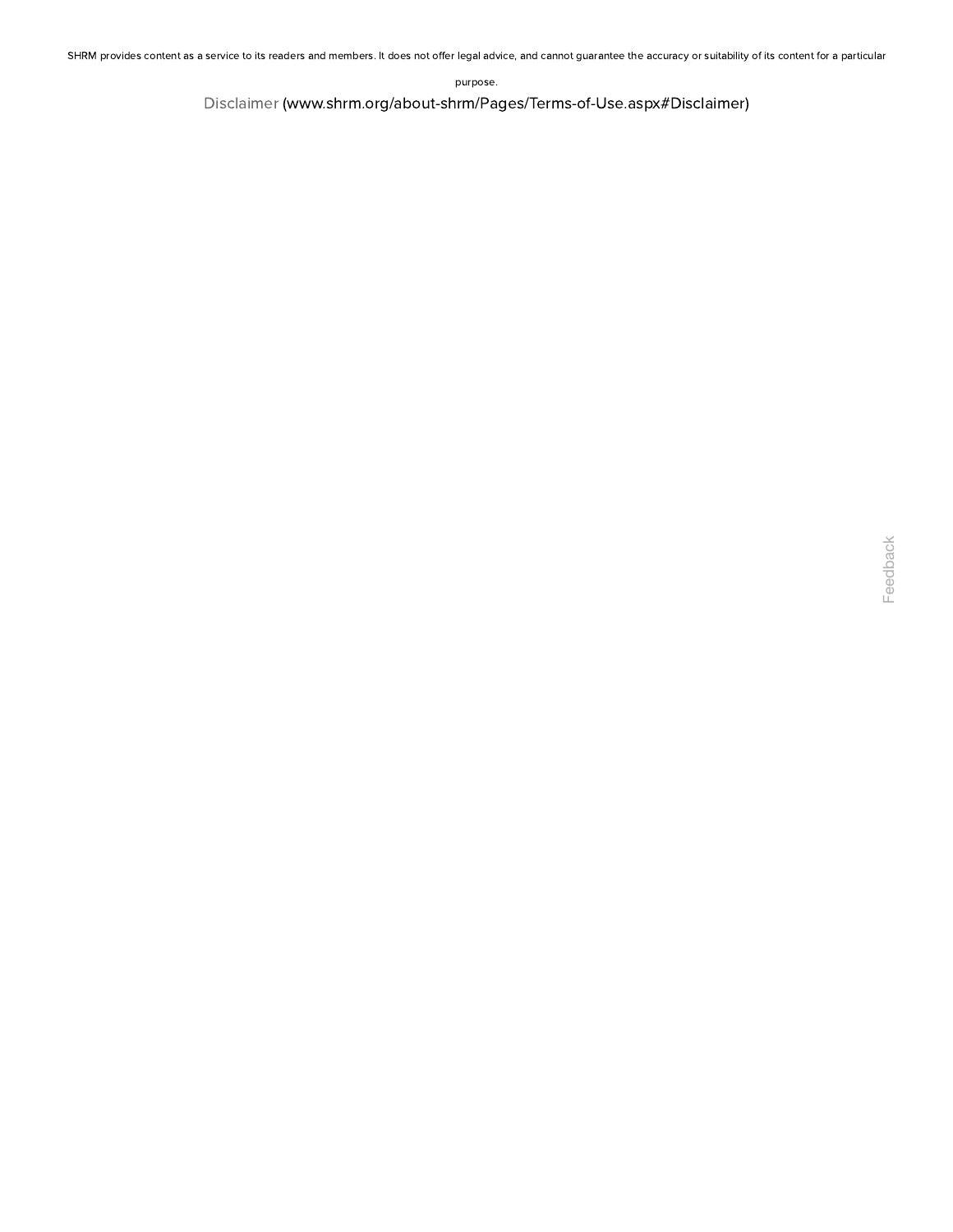SHRM provides content as a service to its readers and members. It does not offer legal advice, and cannot guarantee the accuracy or suitability of its content for a particular purpose.

Disclaimer (www.shrm.org/about-shrm/Pages/Terms-of-Use.aspx#Disclaimer)